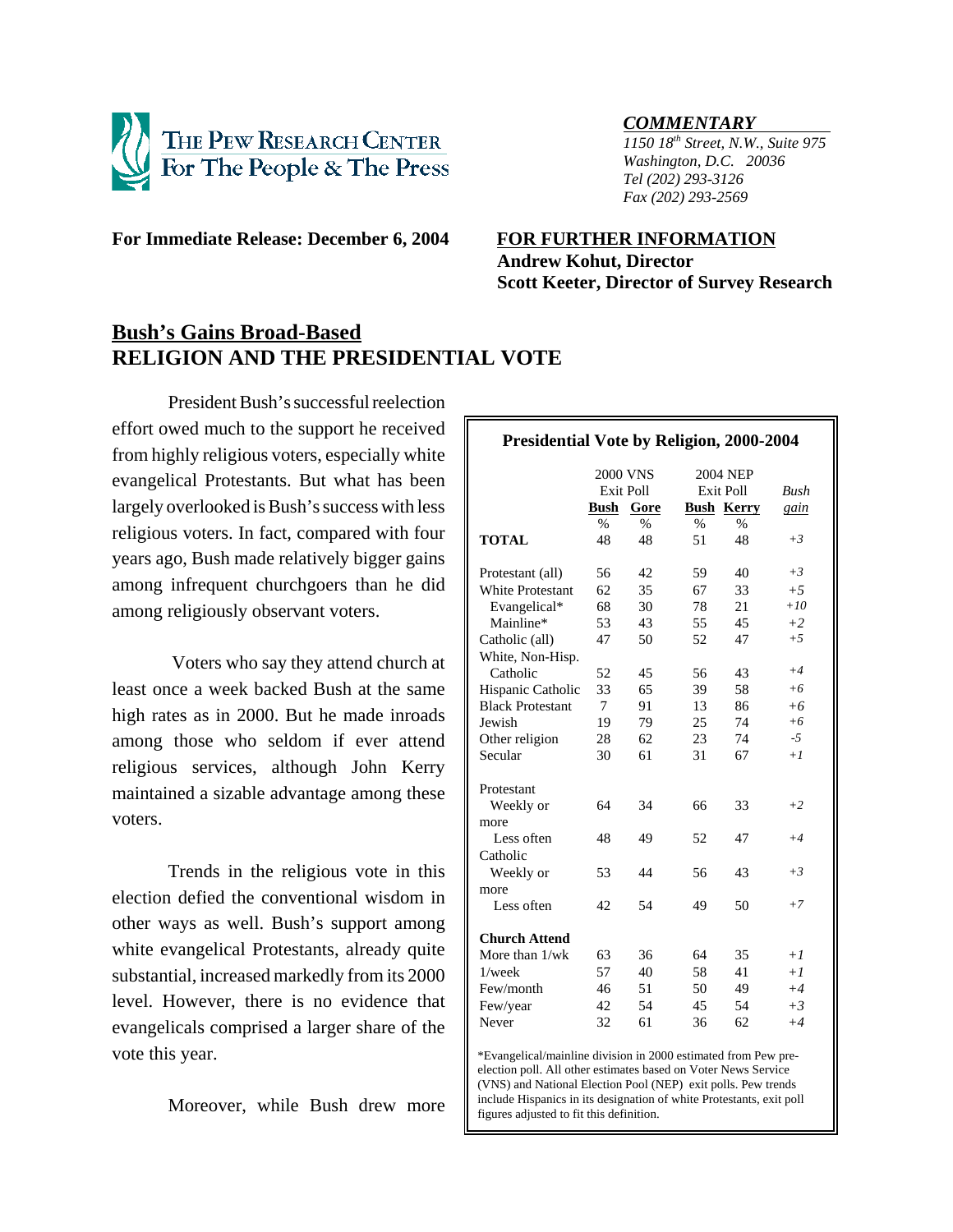THE PEW RESEARCH CENTER
For The People & The Press

*COMMENTARY*
*1150 18th Street, N.W., Suite 975*
*Washington, D.C. 20036*
*Tel (202) 293-3126*
*Fax (202) 293-2569*

**For Immediate Release: December 6, 2004**

**FOR FURTHER INFORMATION**
**Andrew Kohut, Director**
**Scott Keeter, Director of Survey Research**

## Bush's Gains Broad-Based
## RELIGION AND THE PRESIDENTIAL VOTE

President Bush's successful reelection effort owed much to the support he received from highly religious voters, especially white evangelical Protestants. But what has been largely overlooked is Bush's success with less religious voters. In fact, compared with four years ago, Bush made relatively bigger gains among infrequent churchgoers than he did among religiously observant voters.

Voters who say they attend church at least once a week backed Bush at the same high rates as in 2000. But he made inroads among those who seldom if ever attend religious services, although John Kerry maintained a sizable advantage among these voters.

Trends in the religious vote in this election defied the conventional wisdom in other ways as well. Bush's support among white evangelical Protestants, already quite substantial, increased markedly from its 2000 level. However, there is no evidence that evangelicals comprised a larger share of the vote this year.

Moreover, while Bush drew more

**Presidential Vote by Religion, 2000-2004**

| | 2000 VNS Exit Poll | | 2004 NEP Exit Poll | | *Bush* |
|---|---|---|---|---|---|
| | **Bush** | **Gore** | **Bush** | **Kerry** | *gain* |
| | % | % | % | % | |
| **TOTAL** | 48 | 48 | 51 | 48 | *+3* |
| Protestant (all) | 56 | 42 | 59 | 40 | *+3* |
| White Protestant | 62 | 35 | 67 | 33 | *+5* |
| Evangelical* | 68 | 30 | 78 | 21 | *+10* |
| Mainline* | 53 | 43 | 55 | 45 | *+2* |
| Catholic (all) | 47 | 50 | 52 | 47 | *+5* |
| White, Non-Hisp. Catholic | 52 | 45 | 56 | 43 | *+4* |
| Hispanic Catholic | 33 | 65 | 39 | 58 | *+6* |
| Black Protestant | 7 | 91 | 13 | 86 | *+6* |
| Jewish | 19 | 79 | 25 | 74 | *+6* |
| Other religion | 28 | 62 | 23 | 74 | *-5* |
| Secular | 30 | 61 | 31 | 67 | *+1* |
| Protestant | | | | | |
| Weekly or more | 64 | 34 | 66 | 33 | *+2* |
| Less often | 48 | 49 | 52 | 47 | *+4* |
| Catholic | | | | | |
| Weekly or more | 53 | 44 | 56 | 43 | *+3* |
| Less often | 42 | 54 | 49 | 50 | *+7* |
| **Church Attend** | | | | | |
| More than 1/wk | 63 | 36 | 64 | 35 | *+1* |
| 1/week | 57 | 40 | 58 | 41 | *+1* |
| Few/month | 46 | 51 | 50 | 49 | *+4* |
| Few/year | 42 | 54 | 45 | 54 | *+3* |
| Never | 32 | 61 | 36 | 62 | *+4* |

*Evangelical/mainline division in 2000 estimated from Pew pre-election poll. All other estimates based on Voter News Service (VNS) and National Election Pool (NEP) exit polls. Pew trends include Hispanics in its designation of white Protestants, exit poll figures adjusted to fit this definition.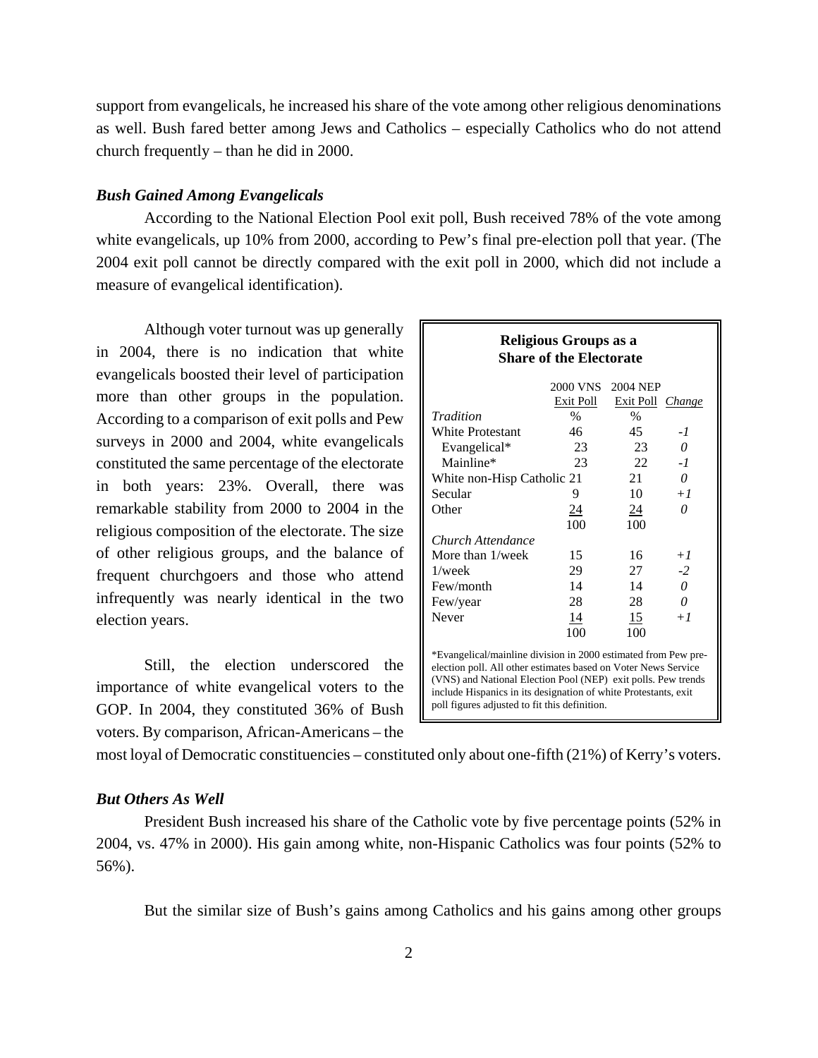support from evangelicals, he increased his share of the vote among other religious denominations as well. Bush fared better among Jews and Catholics – especially Catholics who do not attend church frequently – than he did in 2000.

### *Bush Gained Among Evangelicals*

According to the National Election Pool exit poll, Bush received 78% of the vote among white evangelicals, up 10% from 2000, according to Pew's final pre-election poll that year. (The 2004 exit poll cannot be directly compared with the exit poll in 2000, which did not include a measure of evangelical identification).

Although voter turnout was up generally in 2004, there is no indication that white evangelicals boosted their level of participation more than other groups in the population. According to a comparison of exit polls and Pew surveys in 2000 and 2004, white evangelicals constituted the same percentage of the electorate in both years: 23%. Overall, there was remarkable stability from 2000 to 2004 in the religious composition of the electorate. The size of other religious groups, and the balance of frequent churchgoers and those who attend infrequently was nearly identical in the two election years.

**Religious Groups as a Share of the Electorate**

| | 2000 VNS Exit Poll | 2004 NEP Exit Poll | *Change* |
|---|---|---|---|
| *Tradition* | % | % | |
| White Protestant | 46 | 45 | *-1* |
| Evangelical* | 23 | 23 | *0* |
| Mainline* | 23 | 22 | *-1* |
| White non-Hisp Catholic | 21 | 21 | *0* |
| Secular | 9 | 10 | *+1* |
| Other | 24 | 24 | *0* |
| | 100 | 100 | |
| *Church Attendance* | | | |
| More than 1/week | 15 | 16 | *+1* |
| 1/week | 29 | 27 | *-2* |
| Few/month | 14 | 14 | *0* |
| Few/year | 28 | 28 | *0* |
| Never | 14 | 15 | *+1* |
| | 100 | 100 | |

*Evangelical/mainline division in 2000 estimated from Pew pre-election poll. All other estimates based on Voter News Service (VNS) and National Election Pool (NEP) exit polls. Pew trends include Hispanics in its designation of white Protestants, exit poll figures adjusted to fit this definition.

Still, the election underscored the importance of white evangelical voters to the GOP. In 2004, they constituted 36% of Bush voters. By comparison, African-Americans – the most loyal of Democratic constituencies – constituted only about one-fifth (21%) of Kerry's voters.

### *But Others As Well*

President Bush increased his share of the Catholic vote by five percentage points (52% in 2004, vs. 47% in 2000). His gain among white, non-Hispanic Catholics was four points (52% to 56%).

But the similar size of Bush's gains among Catholics and his gains among other groups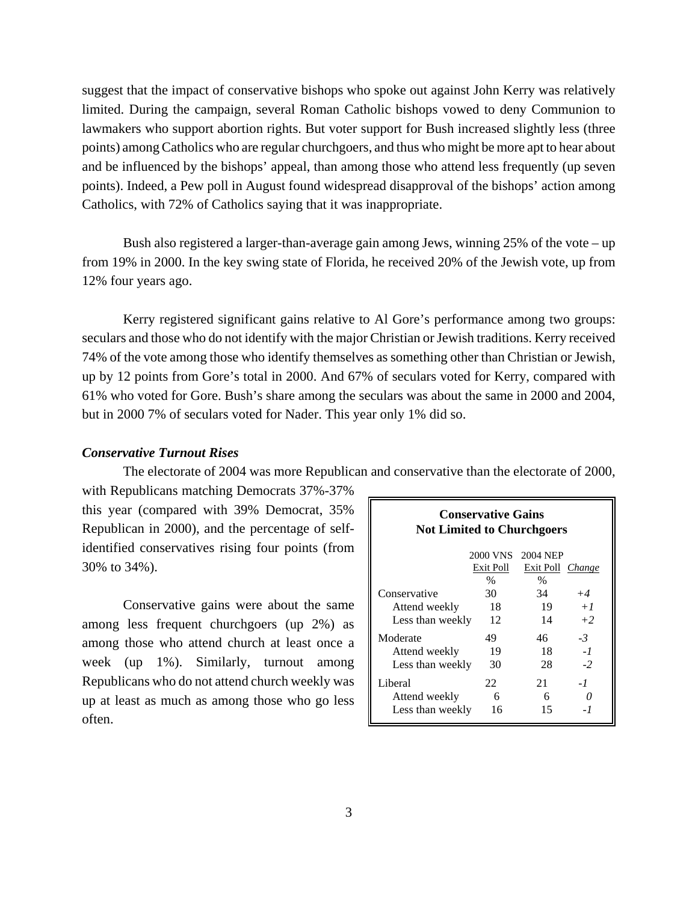suggest that the impact of conservative bishops who spoke out against John Kerry was relatively limited. During the campaign, several Roman Catholic bishops vowed to deny Communion to lawmakers who support abortion rights. But voter support for Bush increased slightly less (three points) among Catholics who are regular churchgoers, and thus who might be more apt to hear about and be influenced by the bishops' appeal, than among those who attend less frequently (up seven points). Indeed, a Pew poll in August found widespread disapproval of the bishops' action among Catholics, with 72% of Catholics saying that it was inappropriate.

Bush also registered a larger-than-average gain among Jews, winning 25% of the vote – up from 19% in 2000. In the key swing state of Florida, he received 20% of the Jewish vote, up from 12% four years ago.

Kerry registered significant gains relative to Al Gore's performance among two groups: seculars and those who do not identify with the major Christian or Jewish traditions. Kerry received 74% of the vote among those who identify themselves as something other than Christian or Jewish, up by 12 points from Gore's total in 2000. And 67% of seculars voted for Kerry, compared with 61% who voted for Gore. Bush's share among the seculars was about the same in 2000 and 2004, but in 2000 7% of seculars voted for Nader. This year only 1% did so.

### *Conservative Turnout Rises*

The electorate of 2004 was more Republican and conservative than the electorate of 2000, with Republicans matching Democrats 37%-37% this year (compared with 39% Democrat, 35% Republican in 2000), and the percentage of self-identified conservatives rising four points (from 30% to 34%).

Conservative gains were about the same among less frequent churchgoers (up 2%) as among those who attend church at least once a week (up 1%). Similarly, turnout among Republicans who do not attend church weekly was up at least as much as among those who go less often.

**Conservative Gains Not Limited to Churchgoers**

| | 2000 VNS Exit Poll % | 2004 NEP Exit Poll % | *Change* |
|---|---|---|---|
| Conservative | 30 | 34 | *+4* |
| Attend weekly | 18 | 19 | *+1* |
| Less than weekly | 12 | 14 | *+2* |
| Moderate | 49 | 46 | *-3* |
| Attend weekly | 19 | 18 | *-1* |
| Less than weekly | 30 | 28 | *-2* |
| Liberal | 22 | 21 | *-1* |
| Attend weekly | 6 | 6 | *0* |
| Less than weekly | 16 | 15 | *-1* |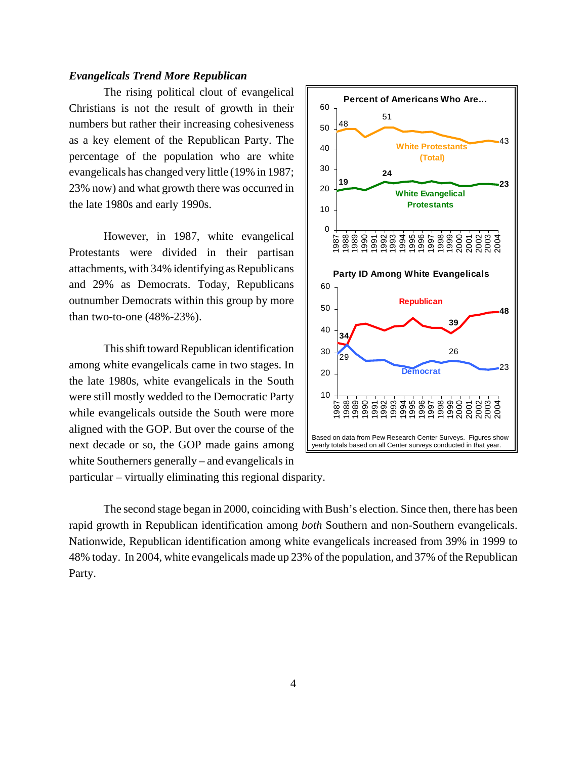### *Evangelicals Trend More Republican*

The rising political clout of evangelical Christians is not the result of growth in their numbers but rather their increasing cohesiveness as a key element of the Republican Party. The percentage of the population who are white evangelicals has changed very little (19% in 1987; 23% now) and what growth there was occurred in the late 1980s and early 1990s.

However, in 1987, white evangelical Protestants were divided in their partisan attachments, with 34% identifying as Republicans and 29% as Democrats. Today, Republicans outnumber Democrats within this group by more than two-to-one (48%-23%).

This shift toward Republican identification among white evangelicals came in two stages. In the late 1980s, white evangelicals in the South were still mostly wedded to the Democratic Party while evangelicals outside the South were more aligned with the GOP. But over the course of the next decade or so, the GOP made gains among white Southerners generally – and evangelicals in particular – virtually eliminating this regional disparity.

The second stage began in 2000, coinciding with Bush's election. Since then, there has been rapid growth in Republican identification among *both* Southern and non-Southern evangelicals. Nationwide, Republican identification among white evangelicals increased from 39% in 1999 to 48% today. In 2004, white evangelicals made up 23% of the population, and 37% of the Republican Party.

**Percent of Americans Who Are...**

White Protestants (Total): 48 (1987), 51 (1992), 43 (2004)

White Evangelical Protestants: 19 (1987), 24 (1992), 23 (2004)

**Party ID Among White Evangelicals**

Republican: 34 (1987), 39 (1999), 48 (2004)

Democrat: 29 (1987), 26 (1999), 23 (2004)

Based on data from Pew Research Center Surveys. Figures show yearly totals based on all Center surveys conducted in that year.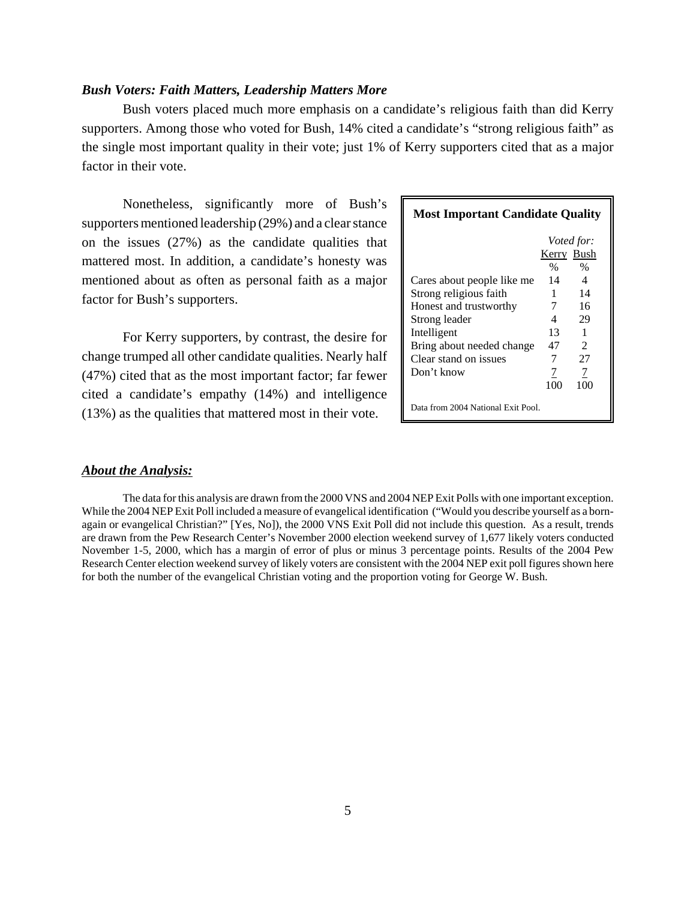### *Bush Voters: Faith Matters, Leadership Matters More*

Bush voters placed much more emphasis on a candidate's religious faith than did Kerry supporters. Among those who voted for Bush, 14% cited a candidate's "strong religious faith" as the single most important quality in their vote; just 1% of Kerry supporters cited that as a major factor in their vote.

Nonetheless, significantly more of Bush's supporters mentioned leadership (29%) and a clear stance on the issues (27%) as the candidate qualities that mattered most. In addition, a candidate's honesty was mentioned about as often as personal faith as a major factor for Bush's supporters.

For Kerry supporters, by contrast, the desire for change trumped all other candidate qualities. Nearly half (47%) cited that as the most important factor; far fewer cited a candidate's empathy (14%) and intelligence (13%) as the qualities that mattered most in their vote.

**Most Important Candidate Quality**

| | *Voted for:* | |
|---|---|---|
| | Kerry | Bush |
| | % | % |
| Cares about people like me | 14 | 4 |
| Strong religious faith | 1 | 14 |
| Honest and trustworthy | 7 | 16 |
| Strong leader | 4 | 29 |
| Intelligent | 13 | 1 |
| Bring about needed change | 47 | 2 |
| Clear stand on issues | 7 | 27 |
| Don't know | 7 | 7 |
| | 100 | 100 |

Data from 2004 National Exit Pool.

### ***About the Analysis:***

The data for this analysis are drawn from the 2000 VNS and 2004 NEP Exit Polls with one important exception. While the 2004 NEP Exit Poll included a measure of evangelical identification ("Would you describe yourself as a born-again or evangelical Christian?" [Yes, No]), the 2000 VNS Exit Poll did not include this question. As a result, trends are drawn from the Pew Research Center's November 2000 election weekend survey of 1,677 likely voters conducted November 1-5, 2000, which has a margin of error of plus or minus 3 percentage points. Results of the 2004 Pew Research Center election weekend survey of likely voters are consistent with the 2004 NEP exit poll figures shown here for both the number of the evangelical Christian voting and the proportion voting for George W. Bush.